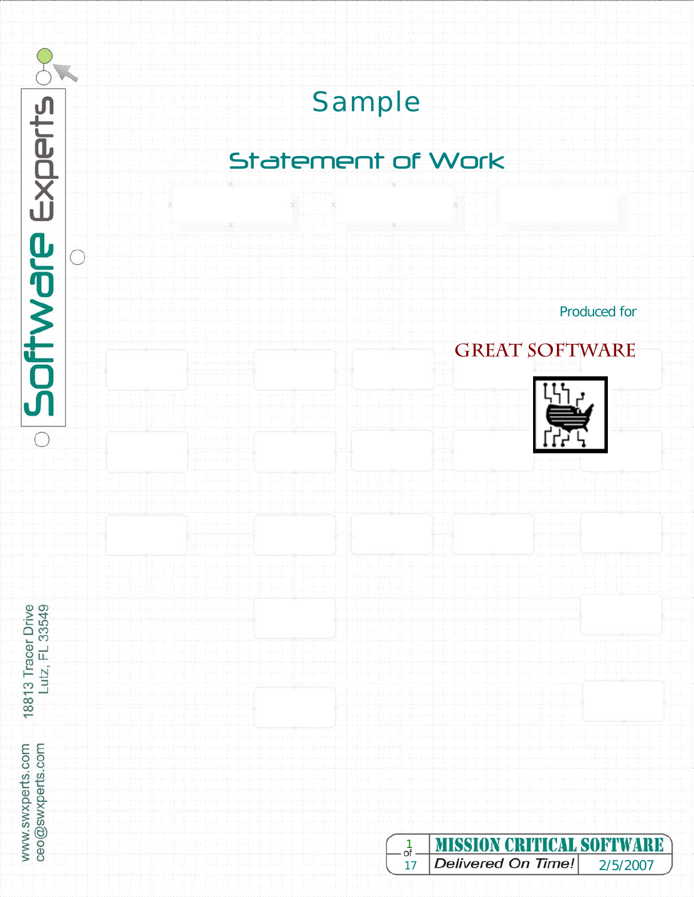# Sample

## Statement of Work

Produced for

GREAT SOFTWARE

Software Experts

18813 Tracer Drive
Lutz, FL 33549

www.swxperts.com
ceo@swxperts.com

MISSION CRITICAL SOFTWARE
*Delivered On Time!* 2/5/2007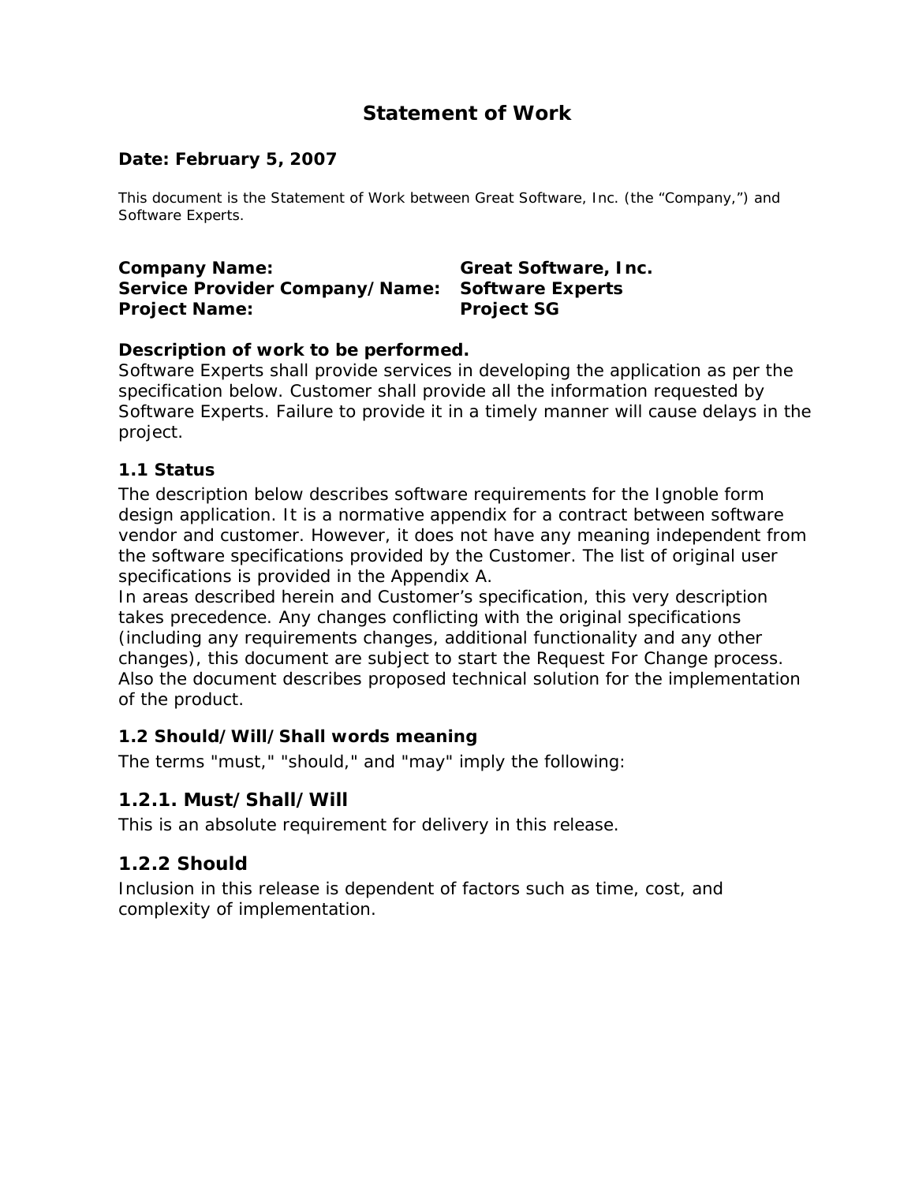# Statement of Work

**Date: February 5, 2007**

This document is the Statement of Work between Great Software, Inc. (the "Company,") and Software Experts.

**Company Name:** **Great Software, Inc.**
**Service Provider Company/Name:** **Software Experts**
**Project Name:** **Project SG**

**Description of work to be performed.**
Software Experts shall provide services in developing the application as per the specification below. Customer shall provide all the information requested by Software Experts. Failure to provide it in a timely manner will cause delays in the project.

### 1.1 Status

The description below describes software requirements for the Ignoble form design application. It is a normative appendix for a contract between software vendor and customer. However, it does not have any meaning independent from the software specifications provided by the Customer. The list of original user specifications is provided in the Appendix A.
In areas described herein and Customer's specification, this very description takes precedence. Any changes conflicting with the original specifications (including any requirements changes, additional functionality and any other changes), this document are subject to start the Request For Change process.
Also the document describes proposed technical solution for the implementation of the product.

### 1.2 Should/Will/Shall words meaning

The terms "must," "should," and "may" imply the following:

### 1.2.1. Must/Shall/Will

This is an absolute requirement for delivery in this release.

### 1.2.2 Should

Inclusion in this release is dependent of factors such as time, cost, and complexity of implementation.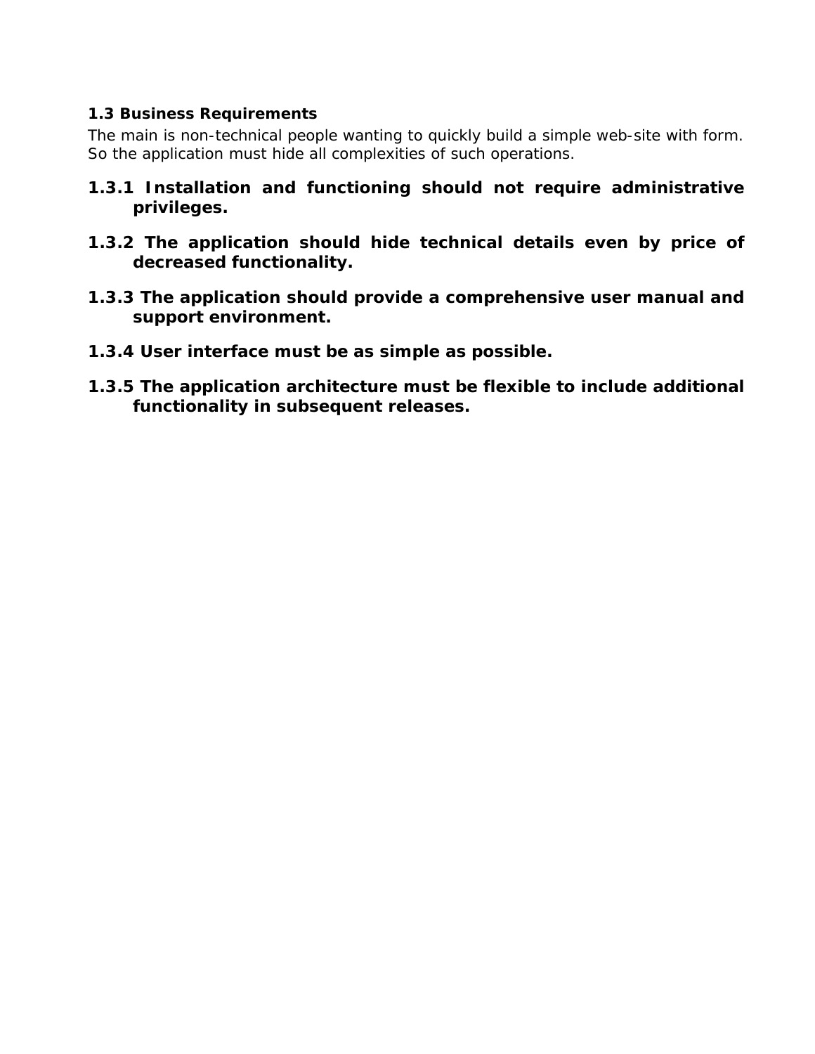### 1.3 Business Requirements

The main is non-technical people wanting to quickly build a simple web-site with form. So the application must hide all complexities of such operations.

**1.3.1 Installation and functioning should not require administrative privileges.**

**1.3.2 The application should hide technical details even by price of decreased functionality.**

**1.3.3 The application should provide a comprehensive user manual and support environment.**

**1.3.4 User interface must be as simple as possible.**

**1.3.5 The application architecture must be flexible to include additional functionality in subsequent releases.**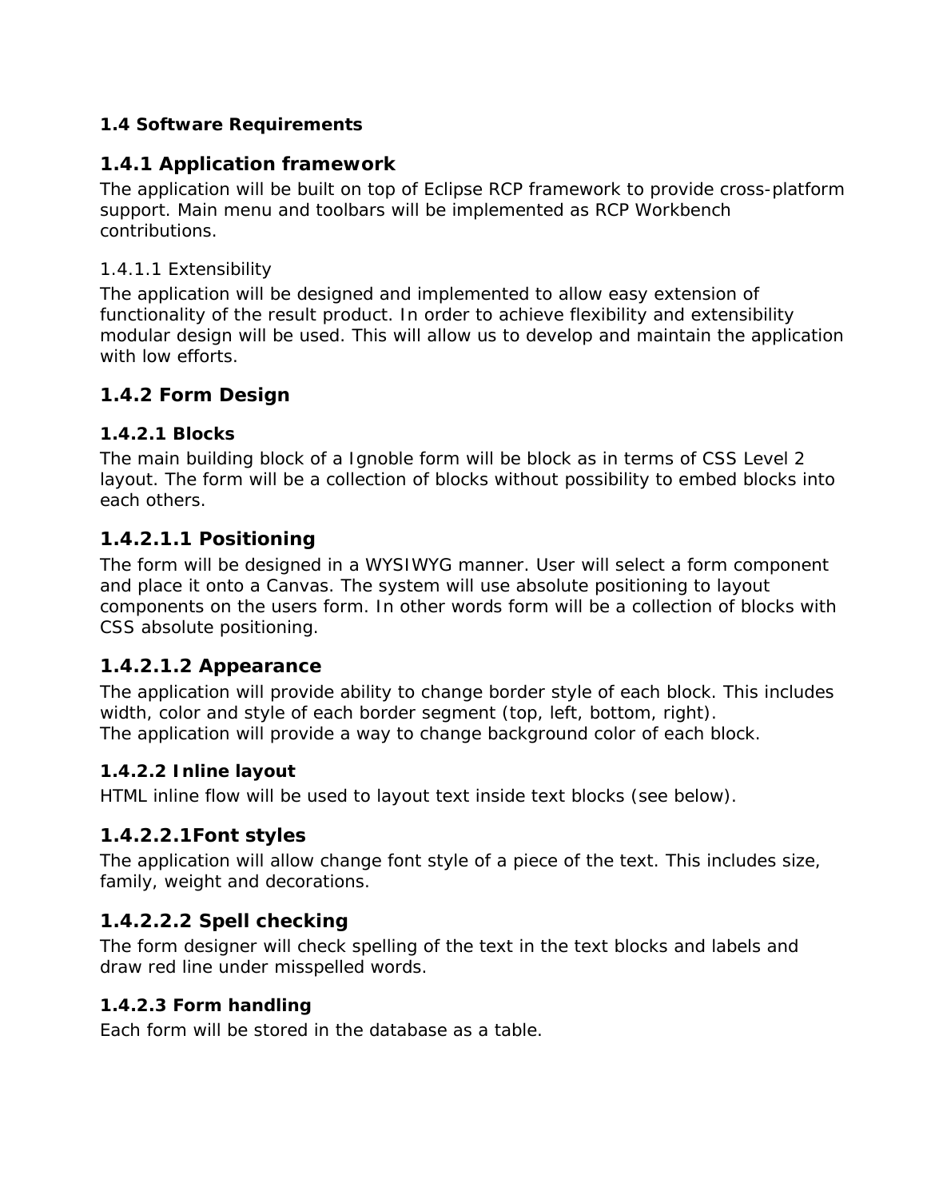### 1.4 Software Requirements

## 1.4.1 Application framework

The application will be built on top of Eclipse RCP framework to provide cross-platform support. Main menu and toolbars will be implemented as RCP Workbench contributions.

#### 1.4.1.1 Extensibility

The application will be designed and implemented to allow easy extension of functionality of the result product. In order to achieve flexibility and extensibility modular design will be used. This will allow us to develop and maintain the application with low efforts.

## 1.4.2 Form Design

### 1.4.2.1 Blocks

The main building block of a Ignoble form will be block as in terms of CSS Level 2 layout. The form will be a collection of blocks without possibility to embed blocks into each others.

## 1.4.2.1.1 Positioning

The form will be designed in a WYSIWYG manner. User will select a form component and place it onto a Canvas. The system will use absolute positioning to layout components on the users form. In other words form will be a collection of blocks with CSS absolute positioning.

## 1.4.2.1.2 Appearance

The application will provide ability to change border style of each block. This includes width, color and style of each border segment (top, left, bottom, right).
The application will provide a way to change background color of each block.

### 1.4.2.2 Inline layout

HTML inline flow will be used to layout text inside text blocks (see below).

## 1.4.2.2.1Font styles

The application will allow change font style of a piece of the text. This includes size, family, weight and decorations.

## 1.4.2.2.2 Spell checking

The form designer will check spelling of the text in the text blocks and labels and draw red line under misspelled words.

### 1.4.2.3 Form handling

Each form will be stored in the database as a table.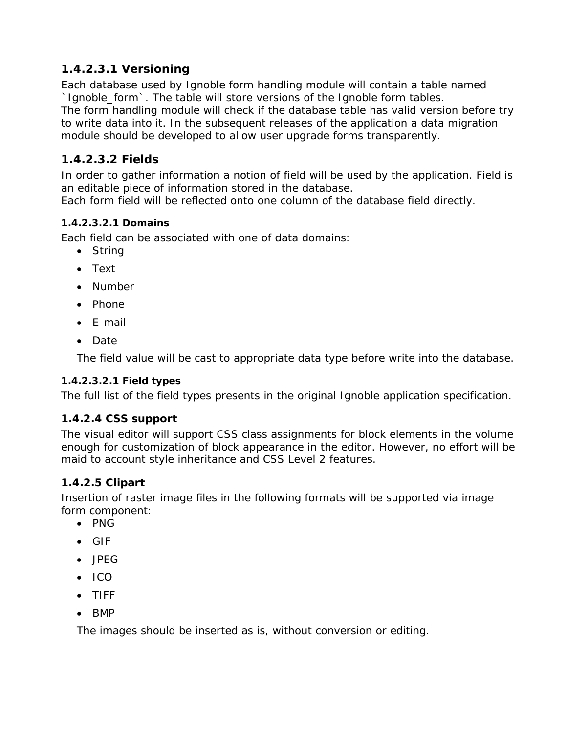#### 1.4.2.3.1 Versioning

Each database used by Ignoble form handling module will contain a table named `Ignoble_form`. The table will store versions of the Ignoble form tables.
The form handling module will check if the database table has valid version before try to write data into it. In the subsequent releases of the application a data migration module should be developed to allow user upgrade forms transparently.

#### 1.4.2.3.2 Fields

In order to gather information a notion of field will be used by the application. Field is an editable piece of information stored in the database.
Each form field will be reflected onto one column of the database field directly.

##### 1.4.2.3.2.1 Domains

Each field can be associated with one of data domains:

- String
- Text
- Number
- Phone
- E-mail
- Date

The field value will be cast to appropriate data type before write into the database.

##### 1.4.2.3.2.1 Field types

The full list of the field types presents in the original Ignoble application specification.

### 1.4.2.4 CSS support

The visual editor will support CSS class assignments for block elements in the volume enough for customization of block appearance in the editor. However, no effort will be maid to account style inheritance and CSS Level 2 features.

### 1.4.2.5 Clipart

Insertion of raster image files in the following formats will be supported via image form component:

- PNG
- GIF
- JPEG
- ICO
- TIFF
- BMP

The images should be inserted as is, without conversion or editing.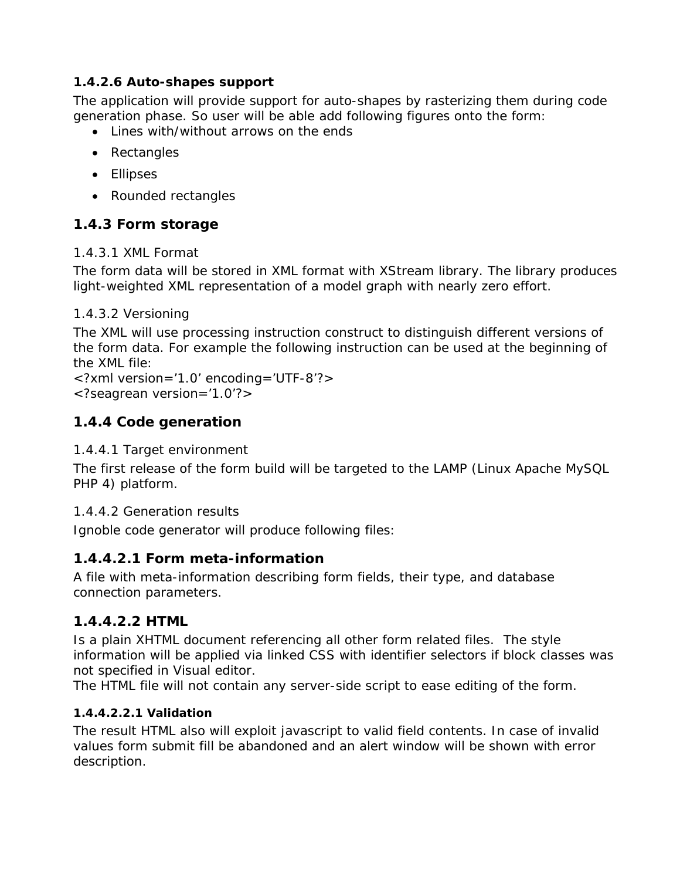#### 1.4.2.6 Auto-shapes support

The application will provide support for auto-shapes by rasterizing them during code generation phase. So user will be able add following figures onto the form:

- Lines with/without arrows on the ends
- Rectangles
- Ellipses
- Rounded rectangles

### 1.4.3 Form storage

#### 1.4.3.1 XML Format

The form data will be stored in XML format with XStream library. The library produces light-weighted XML representation of a model graph with nearly zero effort.

#### 1.4.3.2 Versioning

The XML will use processing instruction construct to distinguish different versions of the form data. For example the following instruction can be used at the beginning of the XML file:
<?xml version='1.0' encoding='UTF-8'?>
<?seagrean version='1.0'?>

### 1.4.4 Code generation

#### 1.4.4.1 Target environment

The first release of the form build will be targeted to the LAMP (Linux Apache MySQL PHP 4) platform.

#### 1.4.4.2 Generation results

Ignoble code generator will produce following files:

### 1.4.4.2.1 Form meta-information

A file with meta-information describing form fields, their type, and database connection parameters.

### 1.4.4.2.2 HTML

Is a plain XHTML document referencing all other form related files. The style information will be applied via linked CSS with identifier selectors if block classes was not specified in Visual editor.
The HTML file will not contain any server-side script to ease editing of the form.

##### 1.4.4.2.2.1 Validation

The result HTML also will exploit javascript to valid field contents. In case of invalid values form submit fill be abandoned and an alert window will be shown with error description.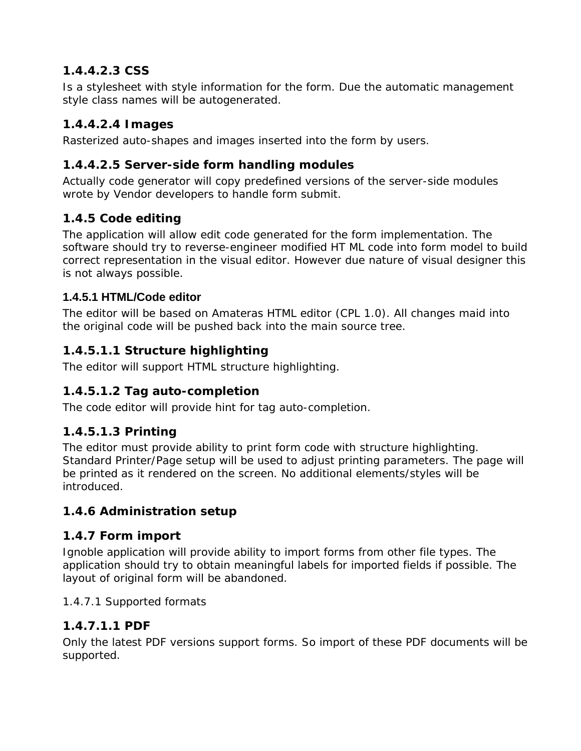#### 1.4.4.2.3 CSS

Is a stylesheet with style information for the form. Due the automatic management style class names will be autogenerated.

#### 1.4.4.2.4 Images

Rasterized auto-shapes and images inserted into the form by users.

#### 1.4.4.2.5 Server-side form handling modules

Actually code generator will copy predefined versions of the server-side modules wrote by Vendor developers to handle form submit.

### 1.4.5 Code editing

The application will allow edit code generated for the form implementation. The software should try to reverse-engineer modified HT ML code into form model to build correct representation in the visual editor. However due nature of visual designer this is not always possible.

#### 1.4.5.1 HTML/Code editor

The editor will be based on Amateras HTML editor (CPL 1.0). All changes maid into the original code will be pushed back into the main source tree.

##### 1.4.5.1.1 Structure highlighting

The editor will support HTML structure highlighting.

##### 1.4.5.1.2 Tag auto-completion

The code editor will provide hint for tag auto-completion.

##### 1.4.5.1.3 Printing

The editor must provide ability to print form code with structure highlighting. Standard Printer/Page setup will be used to adjust printing parameters. The page will be printed as it rendered on the screen. No additional elements/styles will be introduced.

### 1.4.6 Administration setup

### 1.4.7 Form import

Ignoble application will provide ability to import forms from other file types. The application should try to obtain meaningful labels for imported fields if possible. The layout of original form will be abandoned.

1.4.7.1 Supported formats

##### 1.4.7.1.1 PDF

Only the latest PDF versions support forms. So import of these PDF documents will be supported.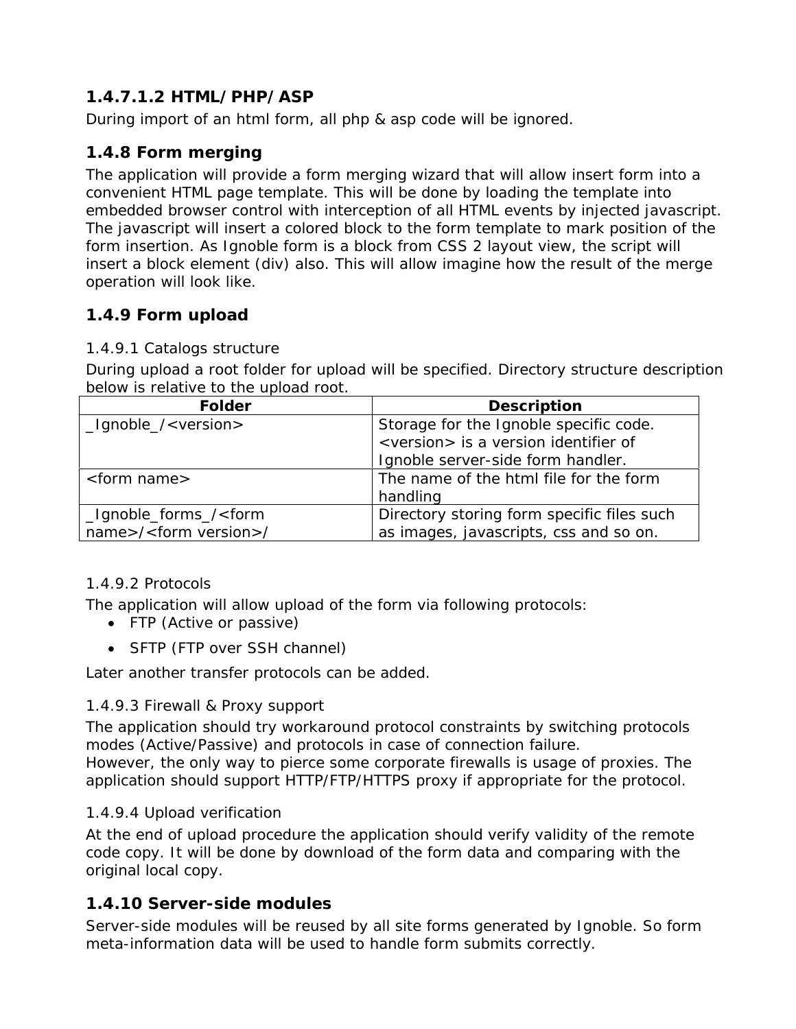#### 1.4.7.1.2 HTML/PHP/ASP

During import of an html form, all php & asp code will be ignored.

### 1.4.8 Form merging

The application will provide a form merging wizard that will allow insert form into a convenient HTML page template. This will be done by loading the template into embedded browser control with interception of all HTML events by injected javascript. The javascript will insert a colored block to the form template to mark position of the form insertion. As Ignoble form is a block from CSS 2 layout view, the script will insert a block element (div) also. This will allow imagine how the result of the merge operation will look like.

### 1.4.9 Form upload

1.4.9.1 Catalogs structure

During upload a root folder for upload will be specified. Directory structure description below is relative to the upload root.

| Folder | Description |
| --- | --- |
| _Ignoble_/<version> | Storage for the Ignoble specific code. <version> is a version identifier of Ignoble server-side form handler. |
| <form name> | The name of the html file for the form handling |
| _Ignoble_forms_/<form name>/<form version>/ | Directory storing form specific files such as images, javascripts, css and so on. |

1.4.9.2 Protocols

The application will allow upload of the form via following protocols:

- FTP (Active or passive)
- SFTP (FTP over SSH channel)

Later another transfer protocols can be added.

1.4.9.3 Firewall & Proxy support

The application should try workaround protocol constraints by switching protocols modes (Active/Passive) and protocols in case of connection failure.
However, the only way to pierce some corporate firewalls is usage of proxies. The application should support HTTP/FTP/HTTPS proxy if appropriate for the protocol.

1.4.9.4 Upload verification

At the end of upload procedure the application should verify validity of the remote code copy. It will be done by download of the form data and comparing with the original local copy.

### 1.4.10 Server-side modules

Server-side modules will be reused by all site forms generated by Ignoble. So form meta-information data will be used to handle form submits correctly.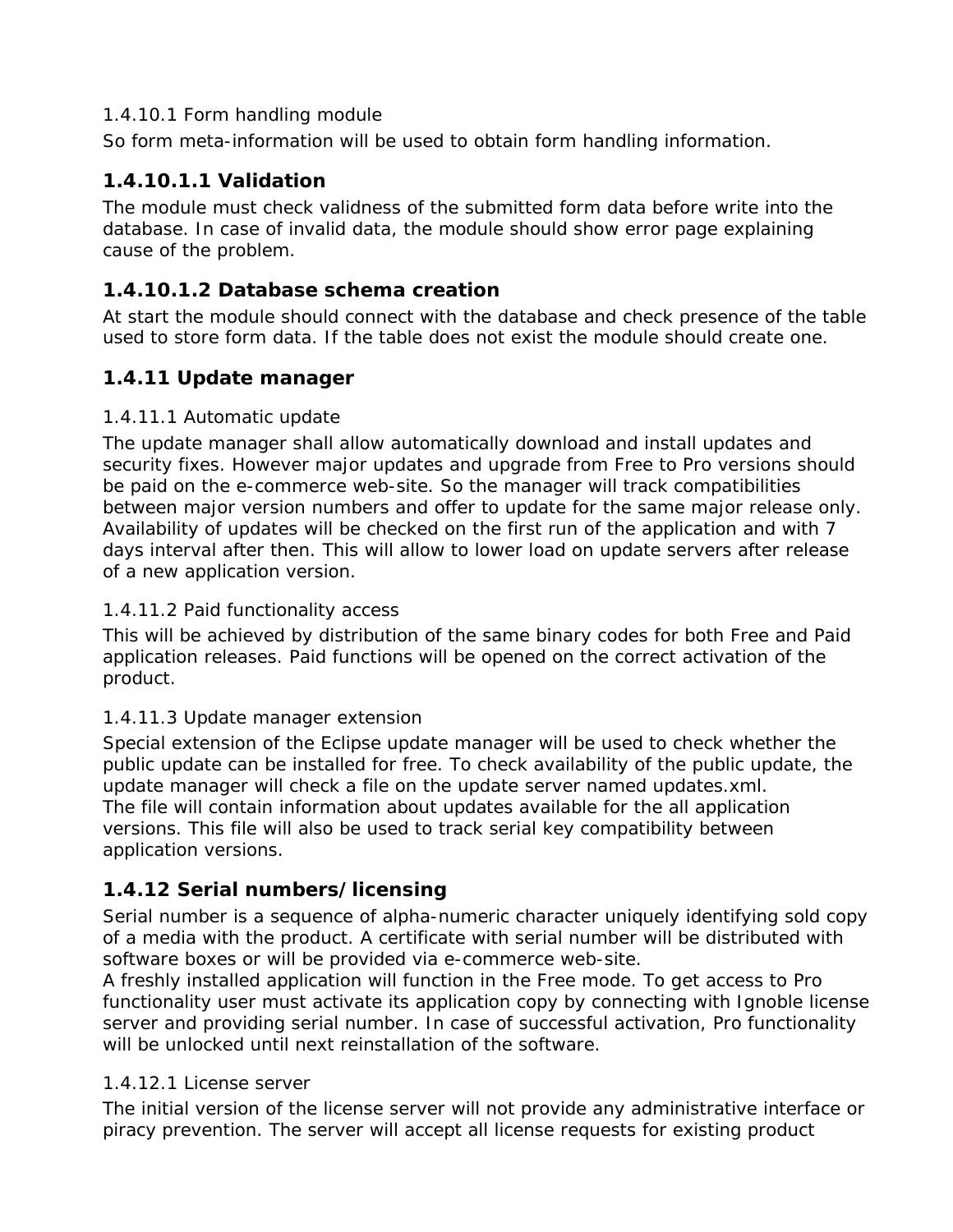#### 1.4.10.1 Form handling module

So form meta-information will be used to obtain form handling information.

##### 1.4.10.1.1 Validation

The module must check validness of the submitted form data before write into the database. In case of invalid data, the module should show error page explaining cause of the problem.

##### 1.4.10.1.2 Database schema creation

At start the module should connect with the database and check presence of the table used to store form data. If the table does not exist the module should create one.

### 1.4.11 Update manager

#### 1.4.11.1 Automatic update

The update manager shall allow automatically download and install updates and security fixes. However major updates and upgrade from Free to Pro versions should be paid on the e-commerce web-site. So the manager will track compatibilities between major version numbers and offer to update for the same major release only. Availability of updates will be checked on the first run of the application and with 7 days interval after then. This will allow to lower load on update servers after release of a new application version.

#### 1.4.11.2 Paid functionality access

This will be achieved by distribution of the same binary codes for both Free and Paid application releases. Paid functions will be opened on the correct activation of the product.

#### 1.4.11.3 Update manager extension

Special extension of the Eclipse update manager will be used to check whether the public update can be installed for free. To check availability of the public update, the update manager will check a file on the update server named updates.xml.
The file will contain information about updates available for the all application versions. This file will also be used to track serial key compatibility between application versions.

### 1.4.12 Serial numbers/licensing

Serial number is a sequence of alpha-numeric character uniquely identifying sold copy of a media with the product. A certificate with serial number will be distributed with software boxes or will be provided via e-commerce web-site.
A freshly installed application will function in the Free mode. To get access to Pro functionality user must activate its application copy by connecting with Ignoble license server and providing serial number. In case of successful activation, Pro functionality will be unlocked until next reinstallation of the software.

#### 1.4.12.1 License server

The initial version of the license server will not provide any administrative interface or piracy prevention. The server will accept all license requests for existing product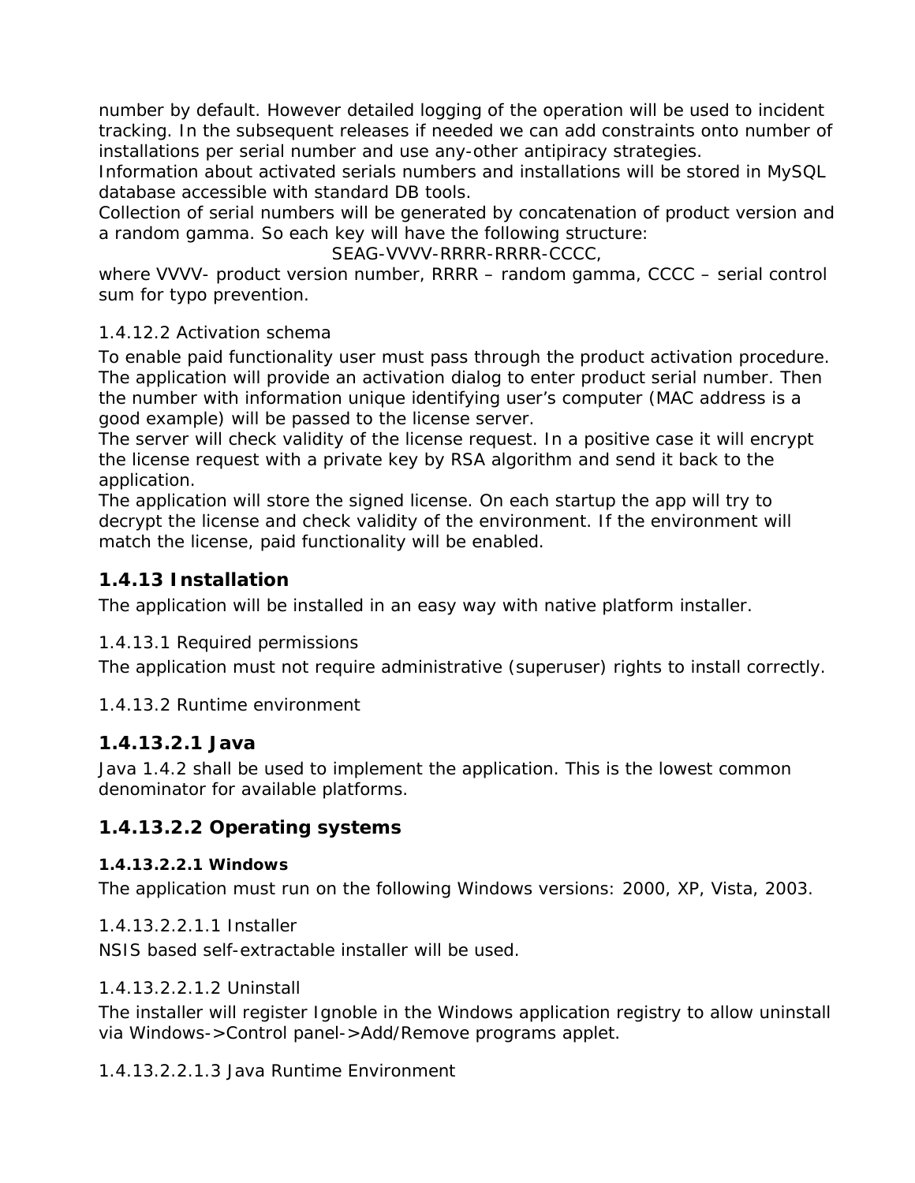number by default. However detailed logging of the operation will be used to incident tracking. In the subsequent releases if needed we can add constraints onto number of installations per serial number and use any-other antipiracy strategies.
Information about activated serials numbers and installations will be stored in MySQL database accessible with standard DB tools.
Collection of serial numbers will be generated by concatenation of product version and a random gamma. So each key will have the following structure:

SEAG-VVVV-RRRR-RRRR-CCCC,

where VVVV- product version number, RRRR – random gamma, CCCC – serial control sum for typo prevention.

1.4.12.2 Activation schema

To enable paid functionality user must pass through the product activation procedure. The application will provide an activation dialog to enter product serial number. Then the number with information unique identifying user's computer (MAC address is a good example) will be passed to the license server.
The server will check validity of the license request. In a positive case it will encrypt the license request with a private key by RSA algorithm and send it back to the application.
The application will store the signed license. On each startup the app will try to decrypt the license and check validity of the environment. If the environment will match the license, paid functionality will be enabled.

### 1.4.13 Installation

The application will be installed in an easy way with native platform installer.

1.4.13.1 Required permissions

The application must not require administrative (superuser) rights to install correctly.

1.4.13.2 Runtime environment

### 1.4.13.2.1 Java

Java 1.4.2 shall be used to implement the application. This is the lowest common denominator for available platforms.

### 1.4.13.2.2 Operating systems

#### 1.4.13.2.2.1 Windows

The application must run on the following Windows versions: 2000, XP, Vista, 2003.

1.4.13.2.2.1.1 Installer

NSIS based self-extractable installer will be used.

1.4.13.2.2.1.2 Uninstall

The installer will register Ignoble in the Windows application registry to allow uninstall via Windows->Control panel->Add/Remove programs applet.

1.4.13.2.2.1.3 Java Runtime Environment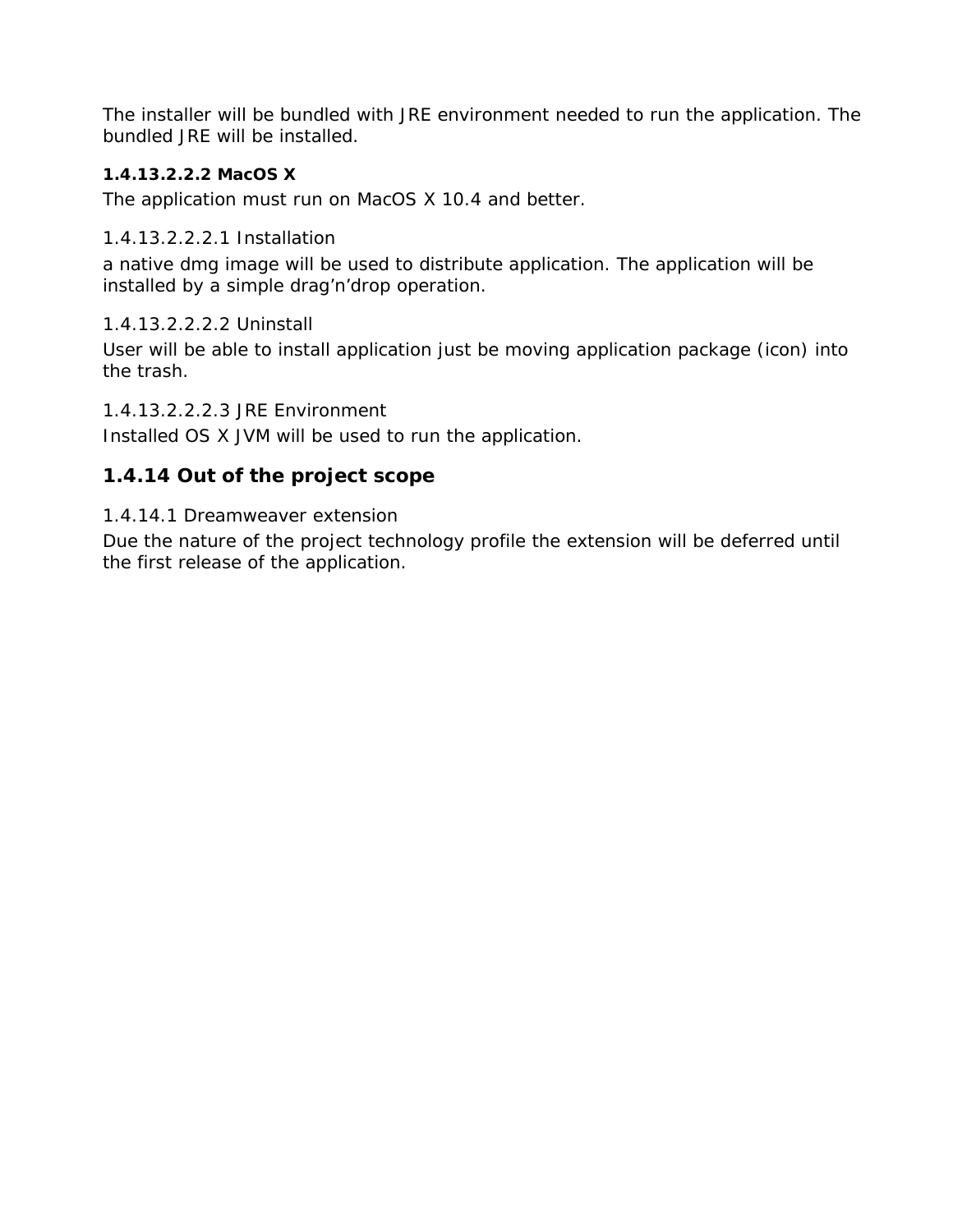The installer will be bundled with JRE environment needed to run the application. The bundled JRE will be installed.

##### 1.4.13.2.2.2 MacOS X

The application must run on MacOS X 10.4 and better.

###### 1.4.13.2.2.2.1 Installation

a native dmg image will be used to distribute application. The application will be installed by a simple drag’n’drop operation.

###### 1.4.13.2.2.2.2 Uninstall

User will be able to install application just be moving application package (icon) into the trash.

###### 1.4.13.2.2.2.3 JRE Environment

Installed OS X JVM will be used to run the application.

### 1.4.14 Out of the project scope

#### 1.4.14.1 Dreamweaver extension

Due the nature of the project technology profile the extension will be deferred until the first release of the application.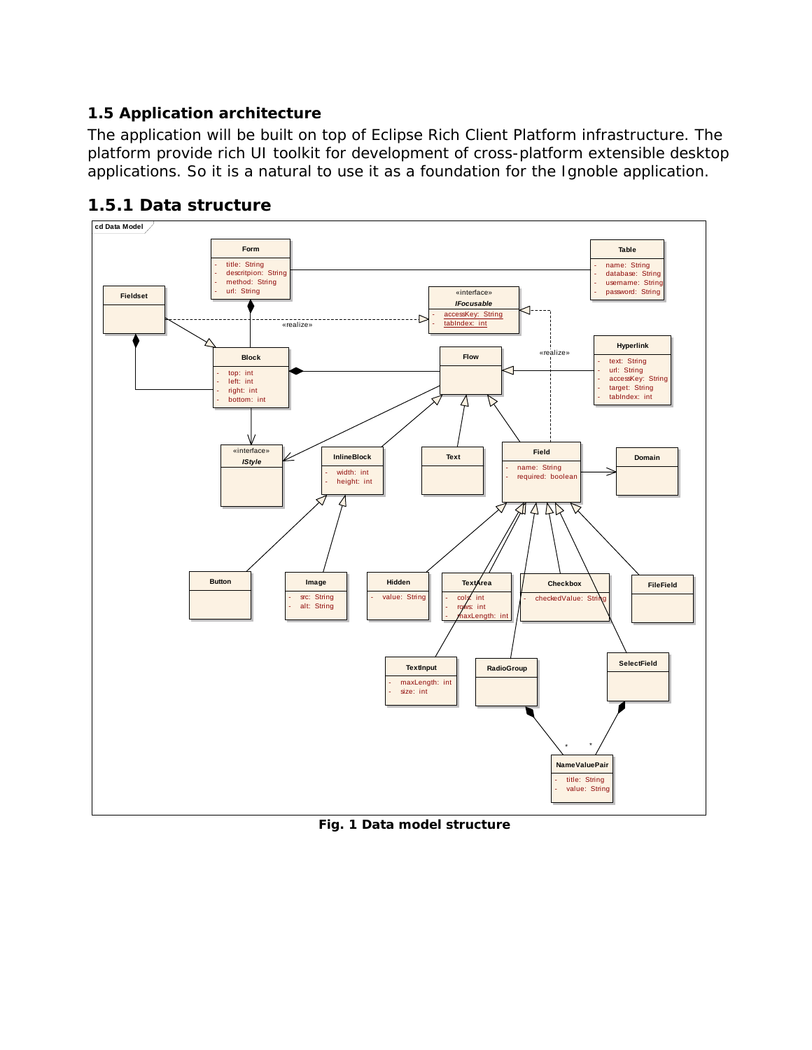## 1.5 Application architecture

The application will be built on top of Eclipse Rich Client Platform infrastructure. The platform provide rich UI toolkit for development of cross-platform extensible desktop applications. So it is a natural to use it as a foundation for the Ignoble application.

### 1.5.1 Data structure

**Fig. 1 Data model structure**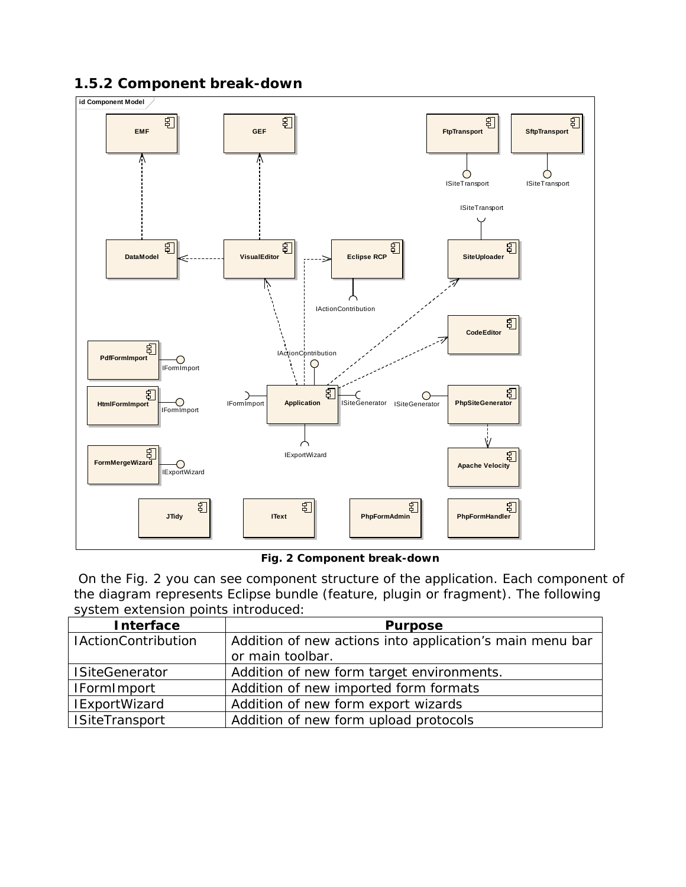### 1.5.2 Component break-down

**Fig. 2 Component break-down**

On the Fig. 2 you can see component structure of the application. Each component of the diagram represents Eclipse bundle (feature, plugin or fragment). The following system extension points introduced:

| Interface | Purpose |
| --- | --- |
| IActionContribution | Addition of new actions into application's main menu bar or main toolbar. |
| ISiteGenerator | Addition of new form target environments. |
| IFormImport | Addition of new imported form formats |
| IExportWizard | Addition of new form export wizards |
| ISiteTransport | Addition of new form upload protocols |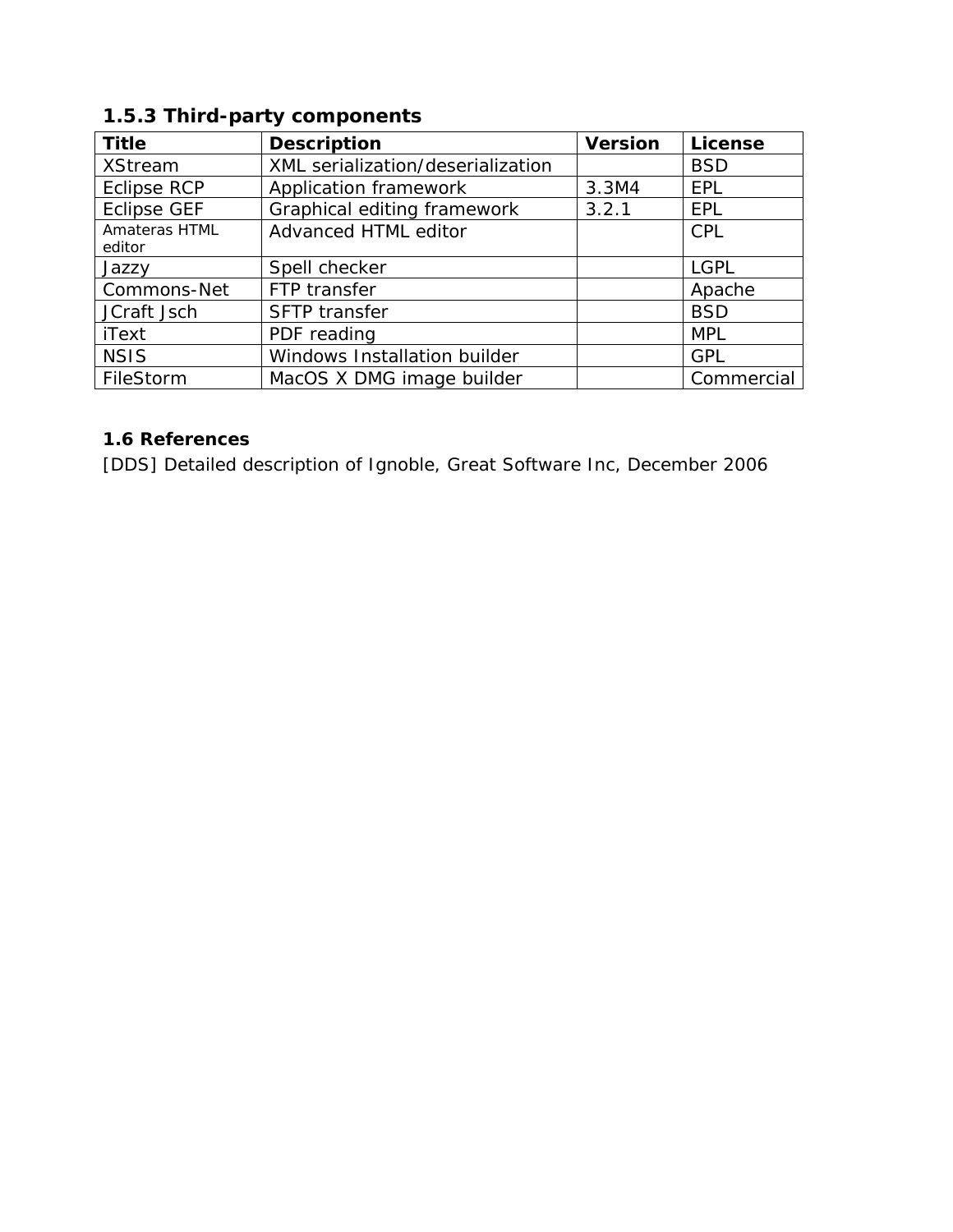### 1.5.3 Third-party components

| Title | Description | Version | License |
|---|---|---|---|
| XStream | XML serialization/deserialization | | BSD |
| Eclipse RCP | Application framework | 3.3M4 | EPL |
| Eclipse GEF | Graphical editing framework | 3.2.1 | EPL |
| Amateras HTML editor | Advanced HTML editor | | CPL |
| Jazzy | Spell checker | | LGPL |
| Commons-Net | FTP transfer | | Apache |
| JCraft Jsch | SFTP transfer | | BSD |
| iText | PDF reading | | MPL |
| NSIS | Windows Installation builder | | GPL |
| FileStorm | MacOS X DMG image builder | | Commercial |

### 1.6 References

[DDS] Detailed description of Ignoble, Great Software Inc, December 2006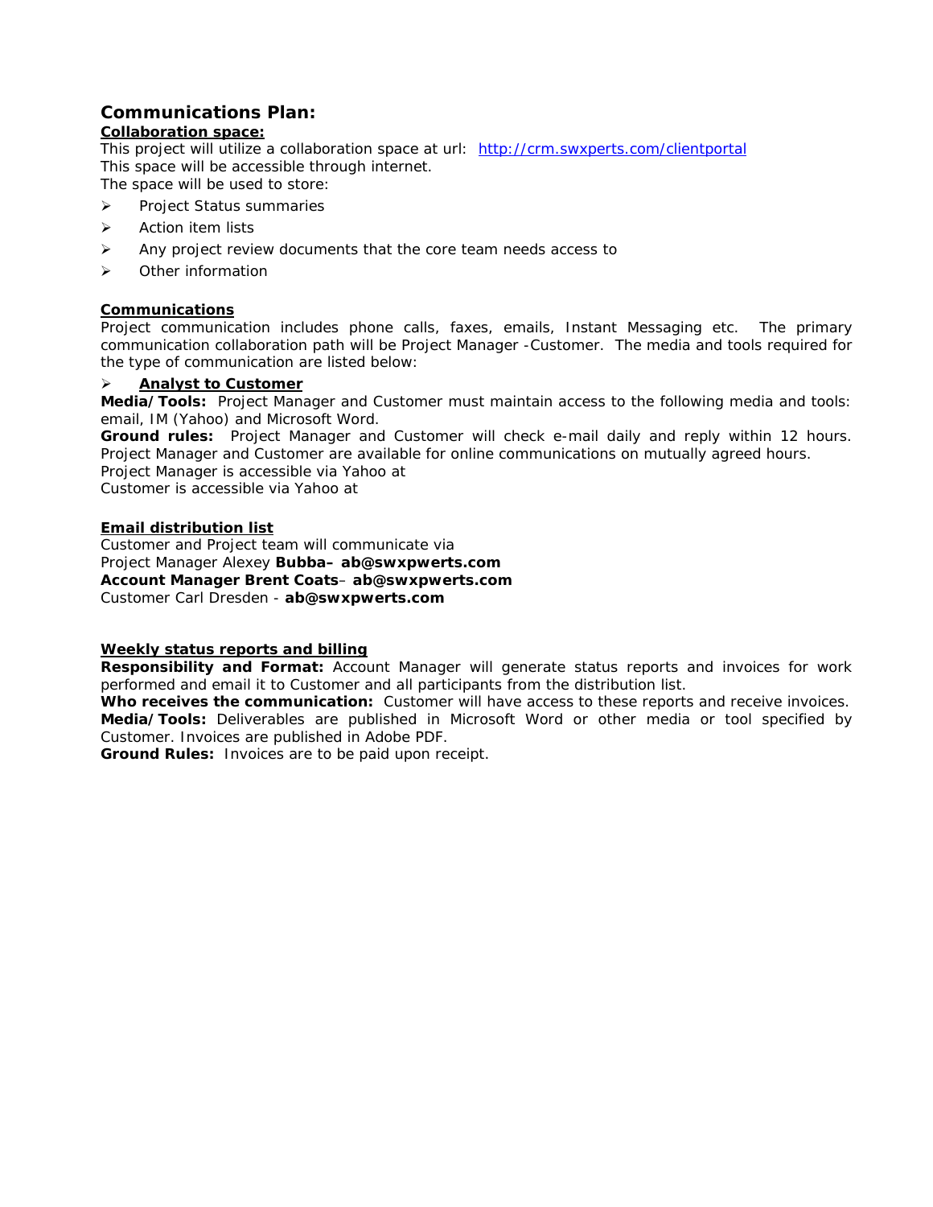## Communications Plan:

**Collaboration space:**

This project will utilize a collaboration space at url: [http://crm.swxperts.com/clientportal](http://crm.swxperts.com/clientportal)
This space will be accessible through internet.
The space will be used to store:

- Project Status summaries
- Action item lists
- Any project review documents that the core team needs access to
- Other information

**Communications**

Project communication includes phone calls, faxes, emails, Instant Messaging etc. The primary communication collaboration path will be Project Manager -Customer. The media and tools required for the type of communication are listed below:

- **Analyst to Customer**

**Media/Tools:** Project Manager and Customer must maintain access to the following media and tools: email, IM (Yahoo) and Microsoft Word.
**Ground rules:** Project Manager and Customer will check e-mail daily and reply within 12 hours. Project Manager and Customer are available for online communications on mutually agreed hours.
Project Manager is accessible via Yahoo at
Customer is accessible via Yahoo at

**Email distribution list**

Customer and Project team will communicate via
Project Manager Alexey **Bubba– ab@swxpwerts.com**
**Account Manager Brent Coats– ab@swxpwerts.com**
Customer Carl Dresden - **ab@swxpwerts.com**

**Weekly status reports and billing**

**Responsibility and Format:** Account Manager will generate status reports and invoices for work performed and email it to Customer and all participants from the distribution list.
**Who receives the communication:** Customer will have access to these reports and receive invoices.
**Media/Tools:** Deliverables are published in Microsoft Word or other media or tool specified by Customer. Invoices are published in Adobe PDF.
**Ground Rules:** Invoices are to be paid upon receipt.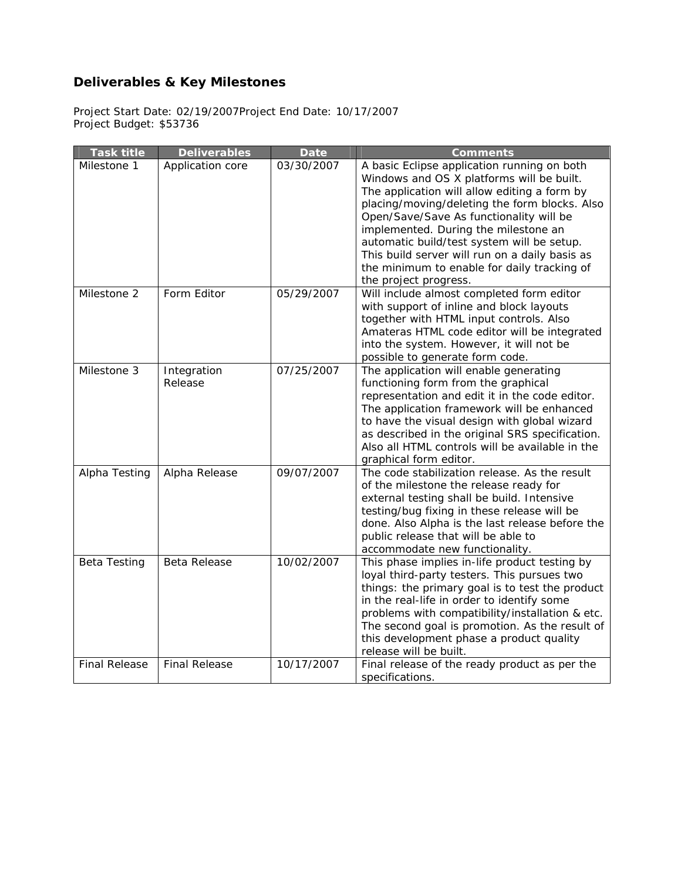## Deliverables & Key Milestones

Project Start Date: 02/19/2007Project End Date: 10/17/2007
Project Budget: $53736

| Task title | Deliverables | Date | Comments |
|---|---|---|---|
| Milestone 1 | Application core | 03/30/2007 | A basic Eclipse application running on both Windows and OS X platforms will be built. The application will allow editing a form by placing/moving/deleting the form blocks. Also Open/Save/Save As functionality will be implemented. During the milestone an automatic build/test system will be setup. This build server will run on a daily basis as the minimum to enable for daily tracking of the project progress. |
| Milestone 2 | Form Editor | 05/29/2007 | Will include almost completed form editor with support of inline and block layouts together with HTML input controls. Also Amateras HTML code editor will be integrated into the system. However, it will not be possible to generate form code. |
| Milestone 3 | Integration Release | 07/25/2007 | The application will enable generating functioning form from the graphical representation and edit it in the code editor. The application framework will be enhanced to have the visual design with global wizard as described in the original SRS specification. Also all HTML controls will be available in the graphical form editor. |
| Alpha Testing | Alpha Release | 09/07/2007 | The code stabilization release. As the result of the milestone the release ready for external testing shall be build. Intensive testing/bug fixing in these release will be done. Also Alpha is the last release before the public release that will be able to accommodate new functionality. |
| Beta Testing | Beta Release | 10/02/2007 | This phase implies in-life product testing by loyal third-party testers. This pursues two things: the primary goal is to test the product in the real-life in order to identify some problems with compatibility/installation & etc. The second goal is promotion. As the result of this development phase a product quality release will be built. |
| Final Release | Final Release | 10/17/2007 | Final release of the ready product as per the specifications. |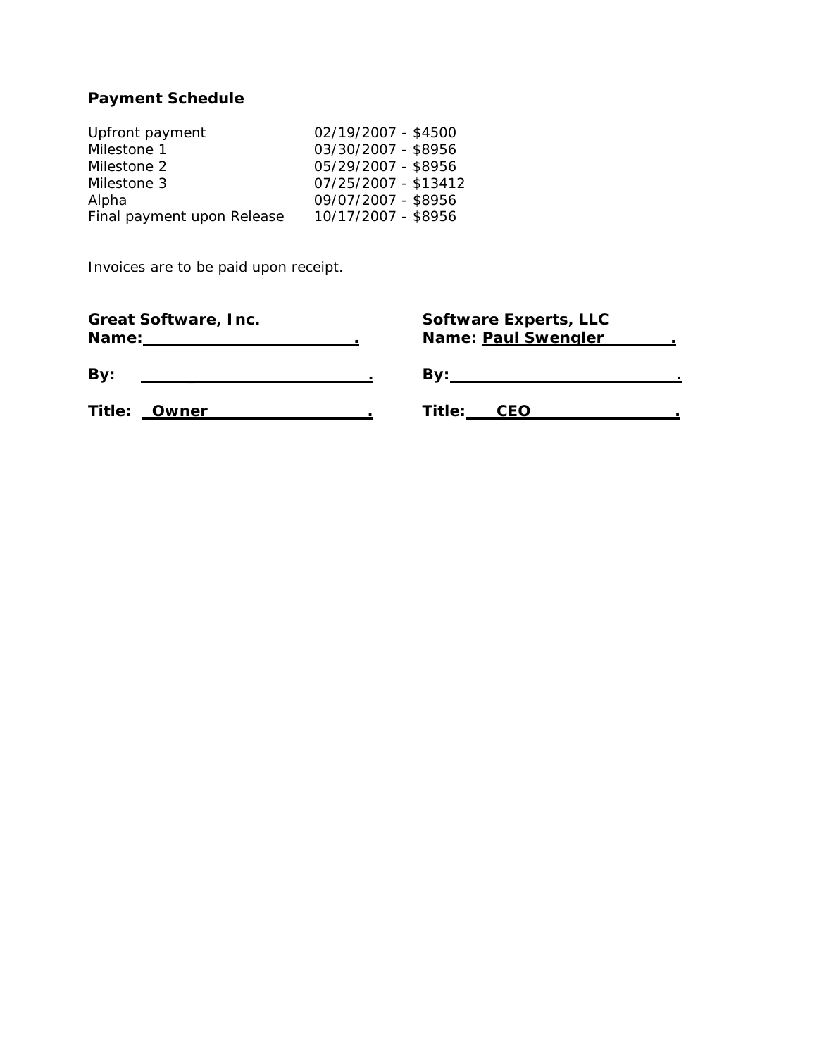**Payment Schedule**

| | |
|---|---|
| Upfront payment | 02/19/2007 - $4500 |
| Milestone 1 | 03/30/2007 - $8956 |
| Milestone 2 | 05/29/2007 - $8956 |
| Milestone 3 | 07/25/2007 - $13412 |
| Alpha | 09/07/2007 - $8956 |
| Final payment upon Release | 10/17/2007 - $8956 |

Invoices are to be paid upon receipt.

| | |
|---|---|
| **Great Software, Inc.** | **Software Experts, LLC** |
| **Name:** ________________________. | **Name: Paul Swengler** ________. |
| **By:** ________________________. | **By:** ________________________. |
| **Title: Owner** ________________. | **Title: CEO** ________________. |